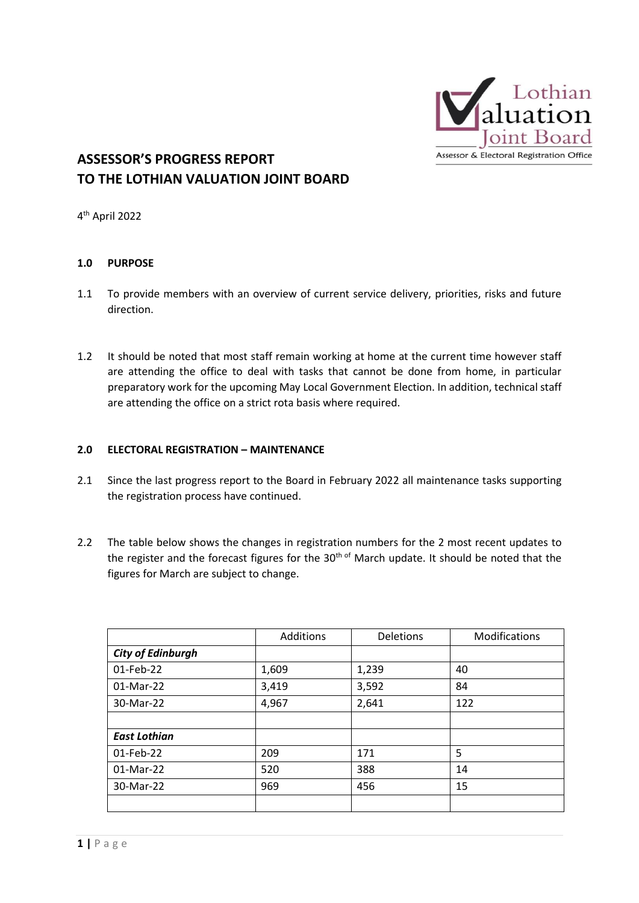Lothian Valuation Joint Board
Assessor & Electoral Registration Office

# ASSESSOR'S PROGRESS REPORT TO THE LOTHIAN VALUATION JOINT BOARD

4th April 2022

## 1.0 PURPOSE

1.1 To provide members with an overview of current service delivery, priorities, risks and future direction.

1.2 It should be noted that most staff remain working at home at the current time however staff are attending the office to deal with tasks that cannot be done from home, in particular preparatory work for the upcoming May Local Government Election. In addition, technical staff are attending the office on a strict rota basis where required.

## 2.0 ELECTORAL REGISTRATION – MAINTENANCE

2.1 Since the last progress report to the Board in February 2022 all maintenance tasks supporting the registration process have continued.

2.2 The table below shows the changes in registration numbers for the 2 most recent updates to the register and the forecast figures for the 30th of March update. It should be noted that the figures for March are subject to change.

| | Additions | Deletions | Modifications |
|---|---|---|---|
| ***City of Edinburgh*** | | | |
| 01-Feb-22 | 1,609 | 1,239 | 40 |
| 01-Mar-22 | 3,419 | 3,592 | 84 |
| 30-Mar-22 | 4,967 | 2,641 | 122 |
| | | | |
| ***East Lothian*** | | | |
| 01-Feb-22 | 209 | 171 | 5 |
| 01-Mar-22 | 520 | 388 | 14 |
| 30-Mar-22 | 969 | 456 | 15 |
| | | | |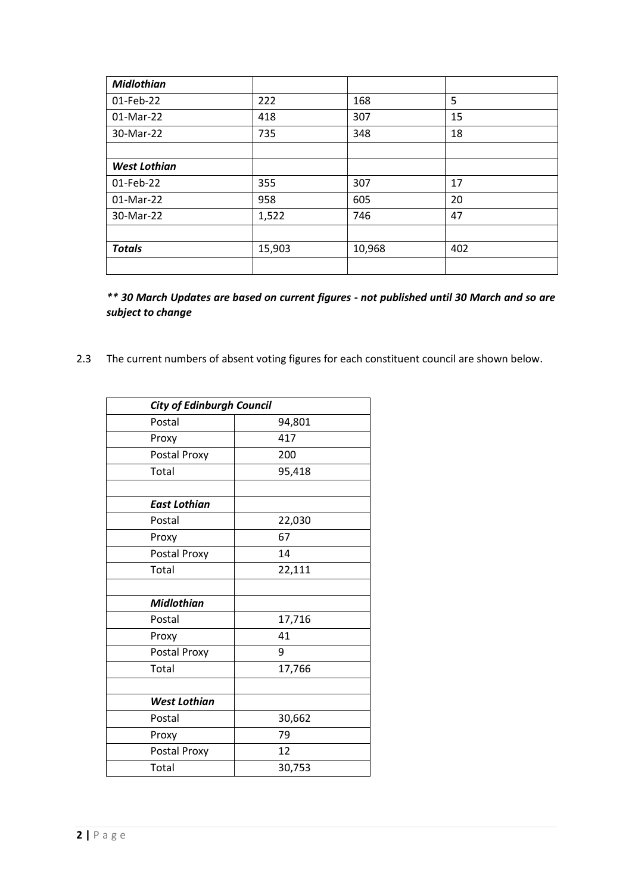| *Midlothian* | | | |
|---|---|---|---|
| 01-Feb-22 | 222 | 168 | 5 |
| 01-Mar-22 | 418 | 307 | 15 |
| 30-Mar-22 | 735 | 348 | 18 |
| | | | |
| ***West Lothian*** | | | |
| 01-Feb-22 | 355 | 307 | 17 |
| 01-Mar-22 | 958 | 605 | 20 |
| 30-Mar-22 | 1,522 | 746 | 47 |
| | | | |
| ***Totals*** | 15,903 | 10,968 | 402 |
| | | | |

***\*\* 30 March Updates are based on current figures - not published until 30 March and so are subject to change***

2.3 The current numbers of absent voting figures for each constituent council are shown below.

| ***City of Edinburgh Council*** | |
|---|---|
| Postal | 94,801 |
| Proxy | 417 |
| Postal Proxy | 200 |
| Total | 95,418 |
| | |
| ***East Lothian*** | |
| Postal | 22,030 |
| Proxy | 67 |
| Postal Proxy | 14 |
| Total | 22,111 |
| | |
| ***Midlothian*** | |
| Postal | 17,716 |
| Proxy | 41 |
| Postal Proxy | 9 |
| Total | 17,766 |
| | |
| ***West Lothian*** | |
| Postal | 30,662 |
| Proxy | 79 |
| Postal Proxy | 12 |
| Total | 30,753 |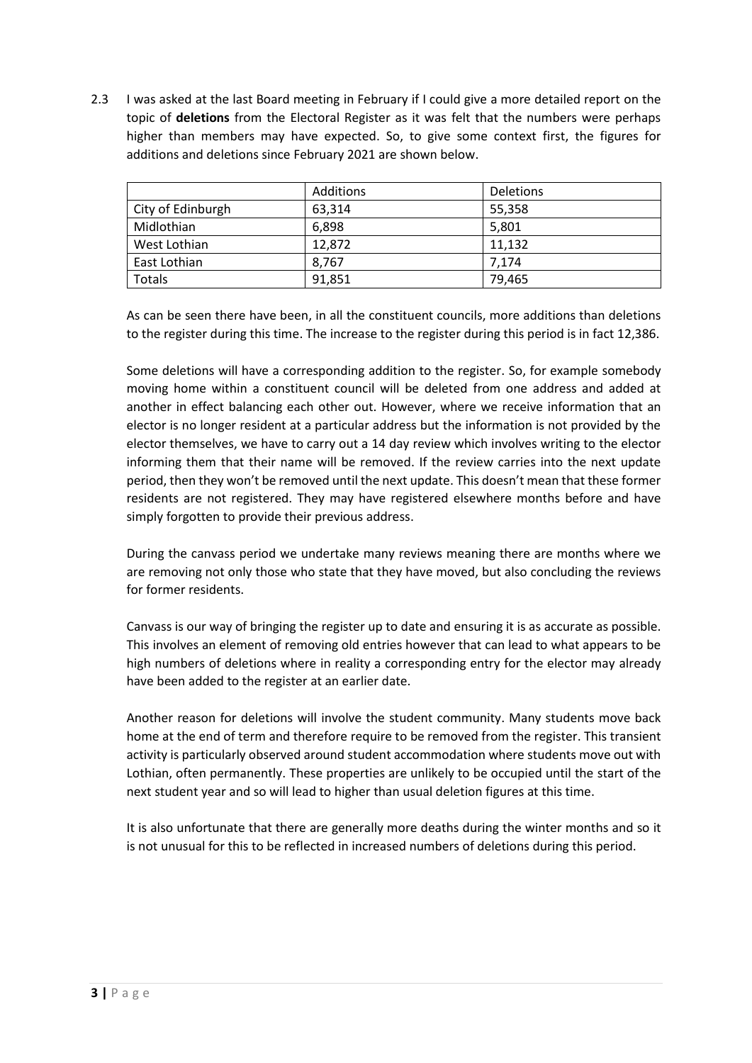2.3 I was asked at the last Board meeting in February if I could give a more detailed report on the topic of **deletions** from the Electoral Register as it was felt that the numbers were perhaps higher than members may have expected. So, to give some context first, the figures for additions and deletions since February 2021 are shown below.

| | Additions | Deletions |
|---|---|---|
| City of Edinburgh | 63,314 | 55,358 |
| Midlothian | 6,898 | 5,801 |
| West Lothian | 12,872 | 11,132 |
| East Lothian | 8,767 | 7,174 |
| Totals | 91,851 | 79,465 |

As can be seen there have been, in all the constituent councils, more additions than deletions to the register during this time. The increase to the register during this period is in fact 12,386.

Some deletions will have a corresponding addition to the register. So, for example somebody moving home within a constituent council will be deleted from one address and added at another in effect balancing each other out. However, where we receive information that an elector is no longer resident at a particular address but the information is not provided by the elector themselves, we have to carry out a 14 day review which involves writing to the elector informing them that their name will be removed. If the review carries into the next update period, then they won't be removed until the next update. This doesn't mean that these former residents are not registered. They may have registered elsewhere months before and have simply forgotten to provide their previous address.

During the canvass period we undertake many reviews meaning there are months where we are removing not only those who state that they have moved, but also concluding the reviews for former residents.

Canvass is our way of bringing the register up to date and ensuring it is as accurate as possible. This involves an element of removing old entries however that can lead to what appears to be high numbers of deletions where in reality a corresponding entry for the elector may already have been added to the register at an earlier date.

Another reason for deletions will involve the student community. Many students move back home at the end of term and therefore require to be removed from the register. This transient activity is particularly observed around student accommodation where students move out with Lothian, often permanently. These properties are unlikely to be occupied until the start of the next student year and so will lead to higher than usual deletion figures at this time.

It is also unfortunate that there are generally more deaths during the winter months and so it is not unusual for this to be reflected in increased numbers of deletions during this period.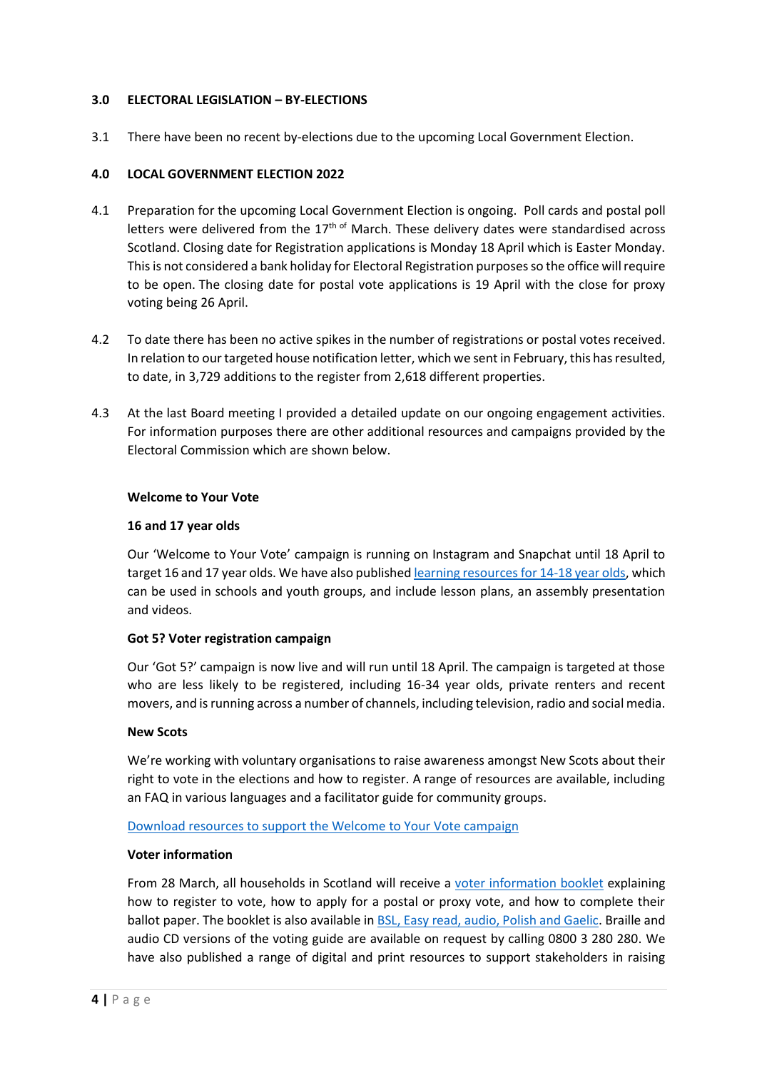## 3.0 ELECTORAL LEGISLATION – BY-ELECTIONS

3.1 There have been no recent by-elections due to the upcoming Local Government Election.

## 4.0 LOCAL GOVERNMENT ELECTION 2022

4.1 Preparation for the upcoming Local Government Election is ongoing. Poll cards and postal poll letters were delivered from the 17th of March. These delivery dates were standardised across Scotland. Closing date for Registration applications is Monday 18 April which is Easter Monday. This is not considered a bank holiday for Electoral Registration purposes so the office will require to be open. The closing date for postal vote applications is 19 April with the close for proxy voting being 26 April.

4.2 To date there has been no active spikes in the number of registrations or postal votes received. In relation to our targeted house notification letter, which we sent in February, this has resulted, to date, in 3,729 additions to the register from 2,618 different properties.

4.3 At the last Board meeting I provided a detailed update on our ongoing engagement activities. For information purposes there are other additional resources and campaigns provided by the Electoral Commission which are shown below.

**Welcome to Your Vote**

**16 and 17 year olds**

Our 'Welcome to Your Vote' campaign is running on Instagram and Snapchat until 18 April to target 16 and 17 year olds. We have also published learning resources for 14-18 year olds, which can be used in schools and youth groups, and include lesson plans, an assembly presentation and videos.

**Got 5? Voter registration campaign**

Our 'Got 5?' campaign is now live and will run until 18 April. The campaign is targeted at those who are less likely to be registered, including 16-34 year olds, private renters and recent movers, and is running across a number of channels, including television, radio and social media.

**New Scots**

We're working with voluntary organisations to raise awareness amongst New Scots about their right to vote in the elections and how to register. A range of resources are available, including an FAQ in various languages and a facilitator guide for community groups.

Download resources to support the Welcome to Your Vote campaign

**Voter information**

From 28 March, all households in Scotland will receive a voter information booklet explaining how to register to vote, how to apply for a postal or proxy vote, and how to complete their ballot paper. The booklet is also available in BSL, Easy read, audio, Polish and Gaelic. Braille and audio CD versions of the voting guide are available on request by calling 0800 3 280 280. We have also published a range of digital and print resources to support stakeholders in raising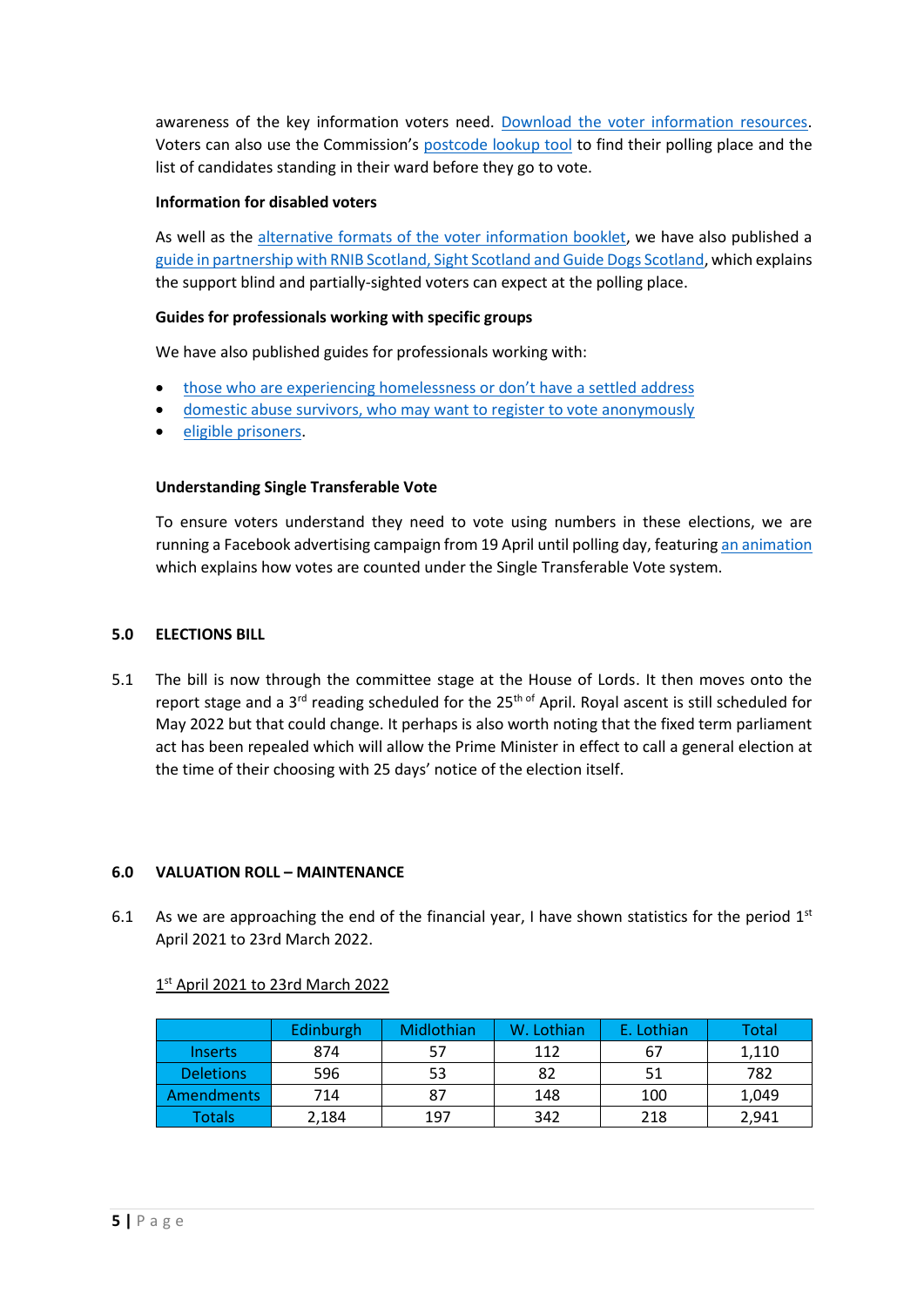awareness of the key information voters need. Download the voter information resources. Voters can also use the Commission's postcode lookup tool to find their polling place and the list of candidates standing in their ward before they go to vote.

**Information for disabled voters**

As well as the alternative formats of the voter information booklet, we have also published a guide in partnership with RNIB Scotland, Sight Scotland and Guide Dogs Scotland, which explains the support blind and partially-sighted voters can expect at the polling place.

**Guides for professionals working with specific groups**

We have also published guides for professionals working with:

- those who are experiencing homelessness or don't have a settled address
- domestic abuse survivors, who may want to register to vote anonymously
- eligible prisoners.

**Understanding Single Transferable Vote**

To ensure voters understand they need to vote using numbers in these elections, we are running a Facebook advertising campaign from 19 April until polling day, featuring an animation which explains how votes are counted under the Single Transferable Vote system.

## 5.0 ELECTIONS BILL

5.1 The bill is now through the committee stage at the House of Lords. It then moves onto the report stage and a 3rd reading scheduled for the 25th of April. Royal ascent is still scheduled for May 2022 but that could change. It perhaps is also worth noting that the fixed term parliament act has been repealed which will allow the Prime Minister in effect to call a general election at the time of their choosing with 25 days' notice of the election itself.

## 6.0 VALUATION ROLL – MAINTENANCE

6.1 As we are approaching the end of the financial year, I have shown statistics for the period 1st April 2021 to 23rd March 2022.

1st April 2021 to 23rd March 2022

| | Edinburgh | Midlothian | W. Lothian | E. Lothian | Total |
|---|---|---|---|---|---|
| Inserts | 874 | 57 | 112 | 67 | 1,110 |
| Deletions | 596 | 53 | 82 | 51 | 782 |
| Amendments | 714 | 87 | 148 | 100 | 1,049 |
| Totals | 2,184 | 197 | 342 | 218 | 2,941 |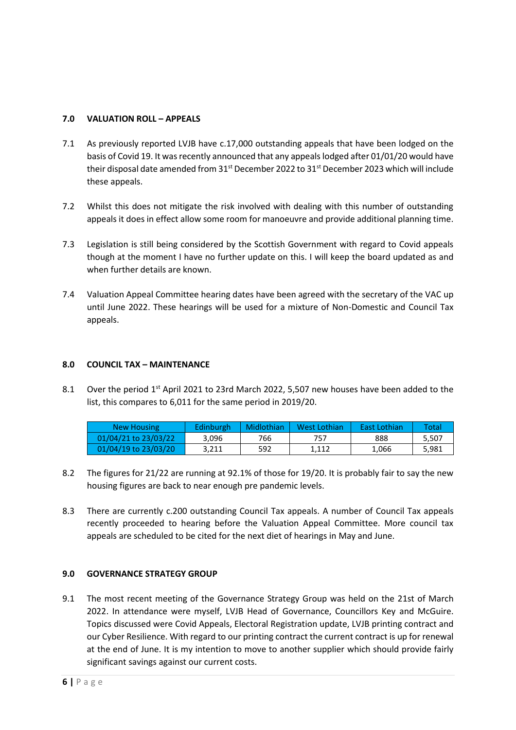## 7.0 VALUATION ROLL – APPEALS

7.1 As previously reported LVJB have c.17,000 outstanding appeals that have been lodged on the basis of Covid 19. It was recently announced that any appeals lodged after 01/01/20 would have their disposal date amended from 31st December 2022 to 31st December 2023 which will include these appeals.

7.2 Whilst this does not mitigate the risk involved with dealing with this number of outstanding appeals it does in effect allow some room for manoeuvre and provide additional planning time.

7.3 Legislation is still being considered by the Scottish Government with regard to Covid appeals though at the moment I have no further update on this. I will keep the board updated as and when further details are known.

7.4 Valuation Appeal Committee hearing dates have been agreed with the secretary of the VAC up until June 2022. These hearings will be used for a mixture of Non-Domestic and Council Tax appeals.

## 8.0 COUNCIL TAX – MAINTENANCE

8.1 Over the period 1st April 2021 to 23rd March 2022, 5,507 new houses have been added to the list, this compares to 6,011 for the same period in 2019/20.

| New Housing | Edinburgh | Midlothian | West Lothian | East Lothian | Total |
|---|---|---|---|---|---|
| 01/04/21 to 23/03/22 | 3,096 | 766 | 757 | 888 | 5,507 |
| 01/04/19 to 23/03/20 | 3,211 | 592 | 1,112 | 1,066 | 5,981 |

8.2 The figures for 21/22 are running at 92.1% of those for 19/20. It is probably fair to say the new housing figures are back to near enough pre pandemic levels.

8.3 There are currently c.200 outstanding Council Tax appeals. A number of Council Tax appeals recently proceeded to hearing before the Valuation Appeal Committee. More council tax appeals are scheduled to be cited for the next diet of hearings in May and June.

## 9.0 GOVERNANCE STRATEGY GROUP

9.1 The most recent meeting of the Governance Strategy Group was held on the 21st of March 2022. In attendance were myself, LVJB Head of Governance, Councillors Key and McGuire. Topics discussed were Covid Appeals, Electoral Registration update, LVJB printing contract and our Cyber Resilience. With regard to our printing contract the current contract is up for renewal at the end of June. It is my intention to move to another supplier which should provide fairly significant savings against our current costs.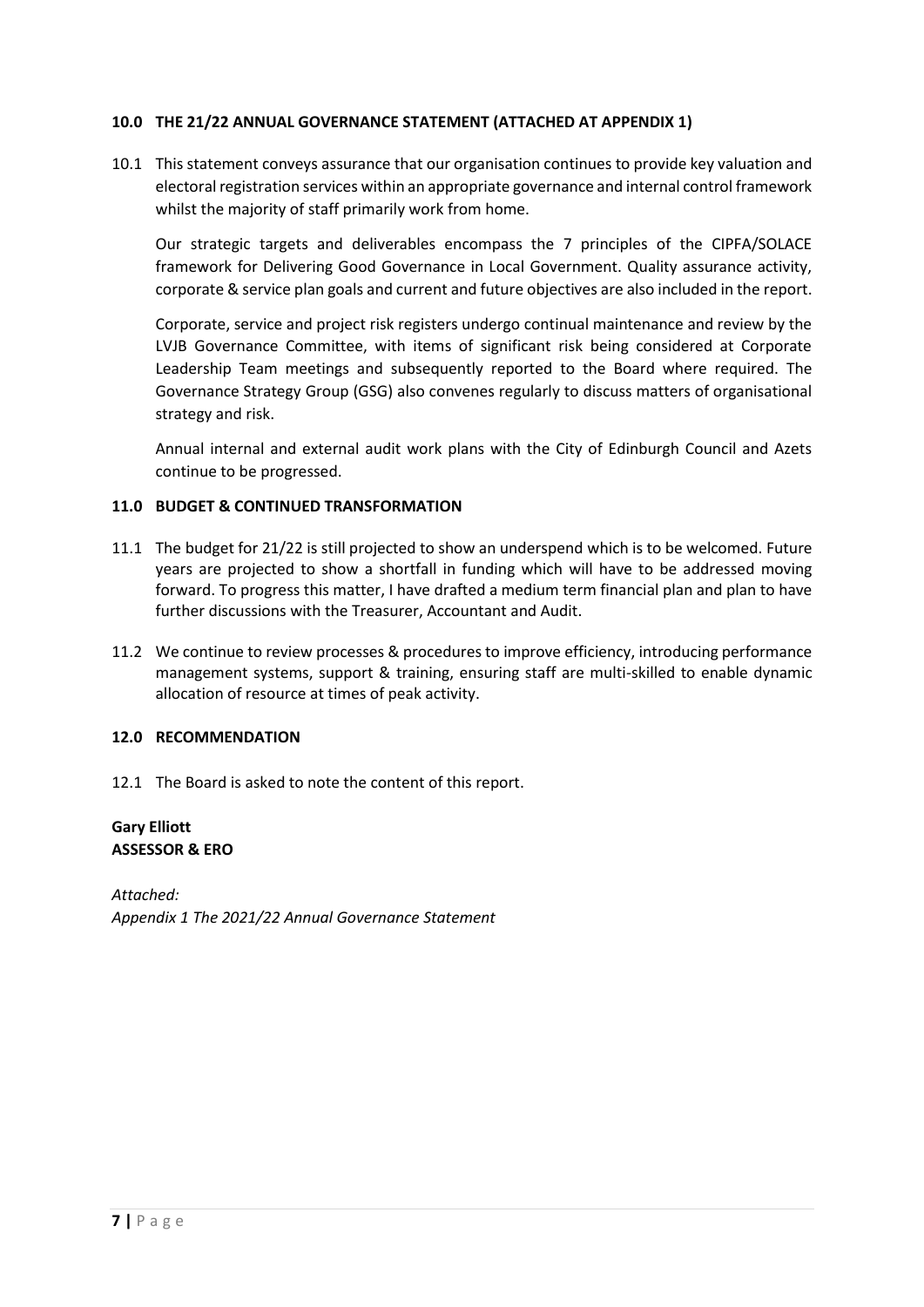### 10.0 THE 21/22 ANNUAL GOVERNANCE STATEMENT (ATTACHED AT APPENDIX 1)

10.1 This statement conveys assurance that our organisation continues to provide key valuation and electoral registration services within an appropriate governance and internal control framework whilst the majority of staff primarily work from home.

Our strategic targets and deliverables encompass the 7 principles of the CIPFA/SOLACE framework for Delivering Good Governance in Local Government. Quality assurance activity, corporate & service plan goals and current and future objectives are also included in the report.

Corporate, service and project risk registers undergo continual maintenance and review by the LVJB Governance Committee, with items of significant risk being considered at Corporate Leadership Team meetings and subsequently reported to the Board where required. The Governance Strategy Group (GSG) also convenes regularly to discuss matters of organisational strategy and risk.

Annual internal and external audit work plans with the City of Edinburgh Council and Azets continue to be progressed.

### 11.0 BUDGET & CONTINUED TRANSFORMATION

11.1 The budget for 21/22 is still projected to show an underspend which is to be welcomed. Future years are projected to show a shortfall in funding which will have to be addressed moving forward. To progress this matter, I have drafted a medium term financial plan and plan to have further discussions with the Treasurer, Accountant and Audit.

11.2 We continue to review processes & procedures to improve efficiency, introducing performance management systems, support & training, ensuring staff are multi-skilled to enable dynamic allocation of resource at times of peak activity.

### 12.0 RECOMMENDATION

12.1 The Board is asked to note the content of this report.

**Gary Elliott**
**ASSESSOR & ERO**

*Attached:*
*Appendix 1 The 2021/22 Annual Governance Statement*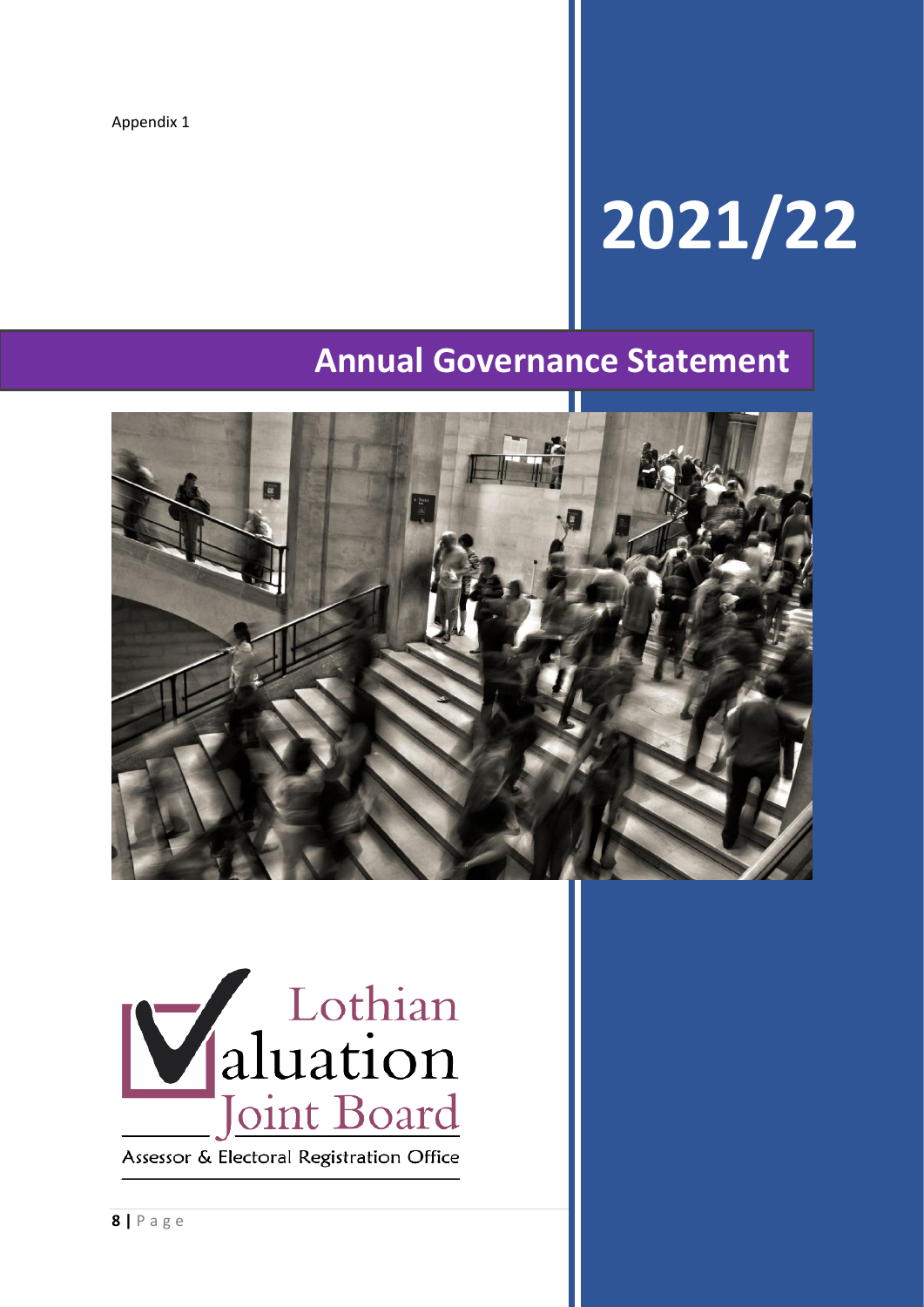Appendix 1

# 2021/22

## Annual Governance Statement

Lothian Valuation Joint Board

Assessor & Electoral Registration Office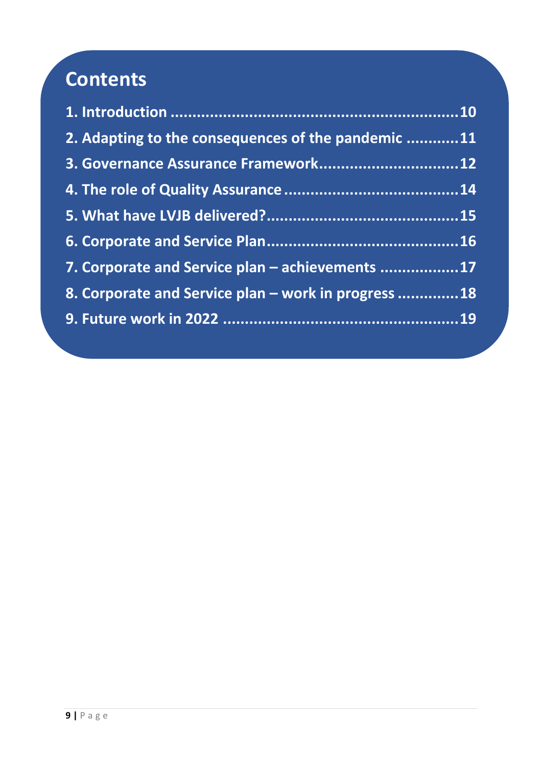# Contents

1. Introduction ....................................................................10
2. Adapting to the consequences of the pandemic ............11
3. Governance Assurance Framework...............................12
4. The role of Quality Assurance .......................................14
5. What have LVJB delivered?...........................................15
6. Corporate and Service Plan...........................................16
7. Corporate and Service plan – achievements ..................17
8. Corporate and Service plan – work in progress ..............18
9. Future work in 2022 .....................................................19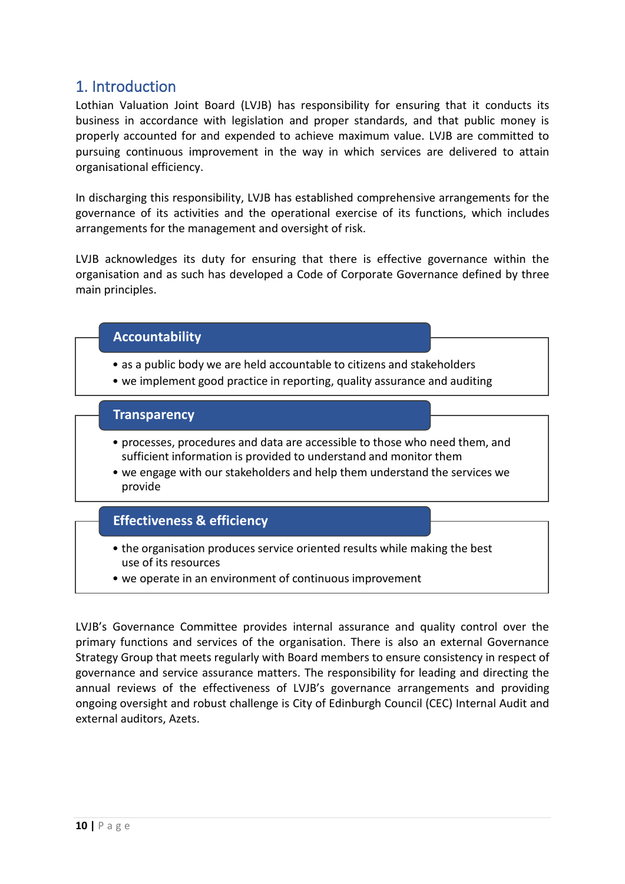## 1. Introduction

Lothian Valuation Joint Board (LVJB) has responsibility for ensuring that it conducts its business in accordance with legislation and proper standards, and that public money is properly accounted for and expended to achieve maximum value. LVJB are committed to pursuing continuous improvement in the way in which services are delivered to attain organisational efficiency.

In discharging this responsibility, LVJB has established comprehensive arrangements for the governance of its activities and the operational exercise of its functions, which includes arrangements for the management and oversight of risk.

LVJB acknowledges its duty for ensuring that there is effective governance within the organisation and as such has developed a Code of Corporate Governance defined by three main principles.

**Accountability**

- as a public body we are held accountable to citizens and stakeholders
- we implement good practice in reporting, quality assurance and auditing

**Transparency**

- processes, procedures and data are accessible to those who need them, and sufficient information is provided to understand and monitor them
- we engage with our stakeholders and help them understand the services we provide

**Effectiveness & efficiency**

- the organisation produces service oriented results while making the best use of its resources
- we operate in an environment of continuous improvement

LVJB's Governance Committee provides internal assurance and quality control over the primary functions and services of the organisation. There is also an external Governance Strategy Group that meets regularly with Board members to ensure consistency in respect of governance and service assurance matters. The responsibility for leading and directing the annual reviews of the effectiveness of LVJB's governance arrangements and providing ongoing oversight and robust challenge is City of Edinburgh Council (CEC) Internal Audit and external auditors, Azets.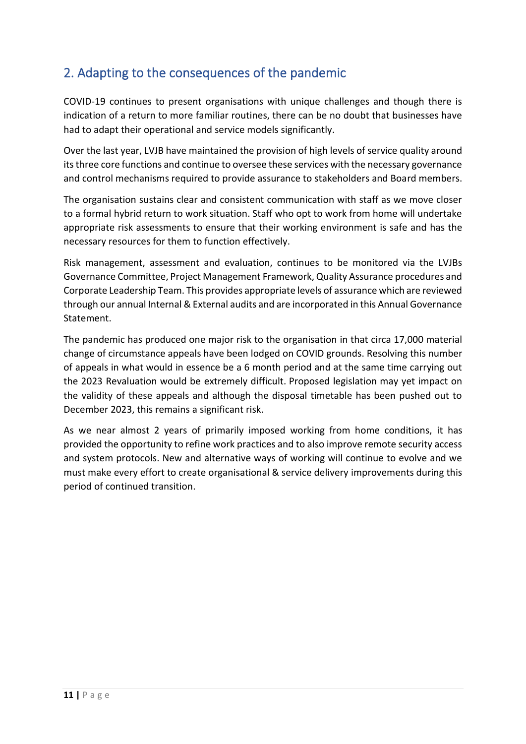## 2. Adapting to the consequences of the pandemic

COVID-19 continues to present organisations with unique challenges and though there is indication of a return to more familiar routines, there can be no doubt that businesses have had to adapt their operational and service models significantly.

Over the last year, LVJB have maintained the provision of high levels of service quality around its three core functions and continue to oversee these services with the necessary governance and control mechanisms required to provide assurance to stakeholders and Board members.

The organisation sustains clear and consistent communication with staff as we move closer to a formal hybrid return to work situation. Staff who opt to work from home will undertake appropriate risk assessments to ensure that their working environment is safe and has the necessary resources for them to function effectively.

Risk management, assessment and evaluation, continues to be monitored via the LVJBs Governance Committee, Project Management Framework, Quality Assurance procedures and Corporate Leadership Team. This provides appropriate levels of assurance which are reviewed through our annual Internal & External audits and are incorporated in this Annual Governance Statement.

The pandemic has produced one major risk to the organisation in that circa 17,000 material change of circumstance appeals have been lodged on COVID grounds. Resolving this number of appeals in what would in essence be a 6 month period and at the same time carrying out the 2023 Revaluation would be extremely difficult. Proposed legislation may yet impact on the validity of these appeals and although the disposal timetable has been pushed out to December 2023, this remains a significant risk.

As we near almost 2 years of primarily imposed working from home conditions, it has provided the opportunity to refine work practices and to also improve remote security access and system protocols. New and alternative ways of working will continue to evolve and we must make every effort to create organisational & service delivery improvements during this period of continued transition.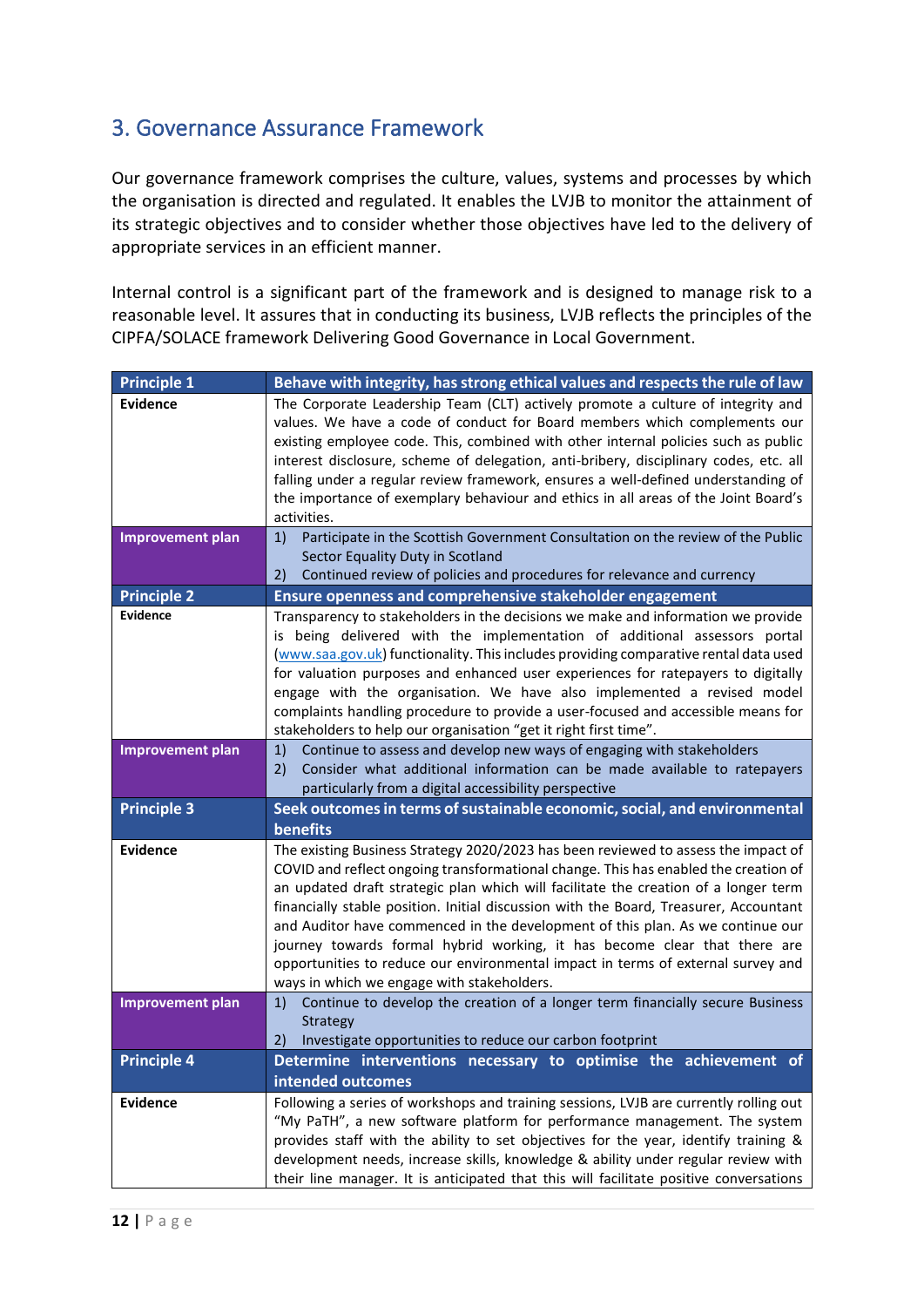## 3. Governance Assurance Framework

Our governance framework comprises the culture, values, systems and processes by which the organisation is directed and regulated. It enables the LVJB to monitor the attainment of its strategic objectives and to consider whether those objectives have led to the delivery of appropriate services in an efficient manner.

Internal control is a significant part of the framework and is designed to manage risk to a reasonable level. It assures that in conducting its business, LVJB reflects the principles of the CIPFA/SOLACE framework Delivering Good Governance in Local Government.

| **Principle 1** | **Behave with integrity, has strong ethical values and respects the rule of law** |
|---|---|
| **Evidence** | The Corporate Leadership Team (CLT) actively promote a culture of integrity and values. We have a code of conduct for Board members which complements our existing employee code. This, combined with other internal policies such as public interest disclosure, scheme of delegation, anti-bribery, disciplinary codes, etc. all falling under a regular review framework, ensures a well-defined understanding of the importance of exemplary behaviour and ethics in all areas of the Joint Board's activities. |
| **Improvement plan** | 1) Participate in the Scottish Government Consultation on the review of the Public Sector Equality Duty in Scotland<br>2) Continued review of policies and procedures for relevance and currency |
| **Principle 2** | **Ensure openness and comprehensive stakeholder engagement** |
| **Evidence** | Transparency to stakeholders in the decisions we make and information we provide is being delivered with the implementation of additional assessors portal (www.saa.gov.uk) functionality. This includes providing comparative rental data used for valuation purposes and enhanced user experiences for ratepayers to digitally engage with the organisation. We have also implemented a revised model complaints handling procedure to provide a user-focused and accessible means for stakeholders to help our organisation "get it right first time". |
| **Improvement plan** | 1) Continue to assess and develop new ways of engaging with stakeholders<br>2) Consider what additional information can be made available to ratepayers particularly from a digital accessibility perspective |
| **Principle 3** | **Seek outcomes in terms of sustainable economic, social, and environmental benefits** |
| **Evidence** | The existing Business Strategy 2020/2023 has been reviewed to assess the impact of COVID and reflect ongoing transformational change. This has enabled the creation of an updated draft strategic plan which will facilitate the creation of a longer term financially stable position. Initial discussion with the Board, Treasurer, Accountant and Auditor have commenced in the development of this plan. As we continue our journey towards formal hybrid working, it has become clear that there are opportunities to reduce our environmental impact in terms of external survey and ways in which we engage with stakeholders. |
| **Improvement plan** | 1) Continue to develop the creation of a longer term financially secure Business Strategy<br>2) Investigate opportunities to reduce our carbon footprint |
| **Principle 4** | **Determine interventions necessary to optimise the achievement of intended outcomes** |
| **Evidence** | Following a series of workshops and training sessions, LVJB are currently rolling out "My PaTH", a new software platform for performance management. The system provides staff with the ability to set objectives for the year, identify training & development needs, increase skills, knowledge & ability under regular review with their line manager. It is anticipated that this will facilitate positive conversations |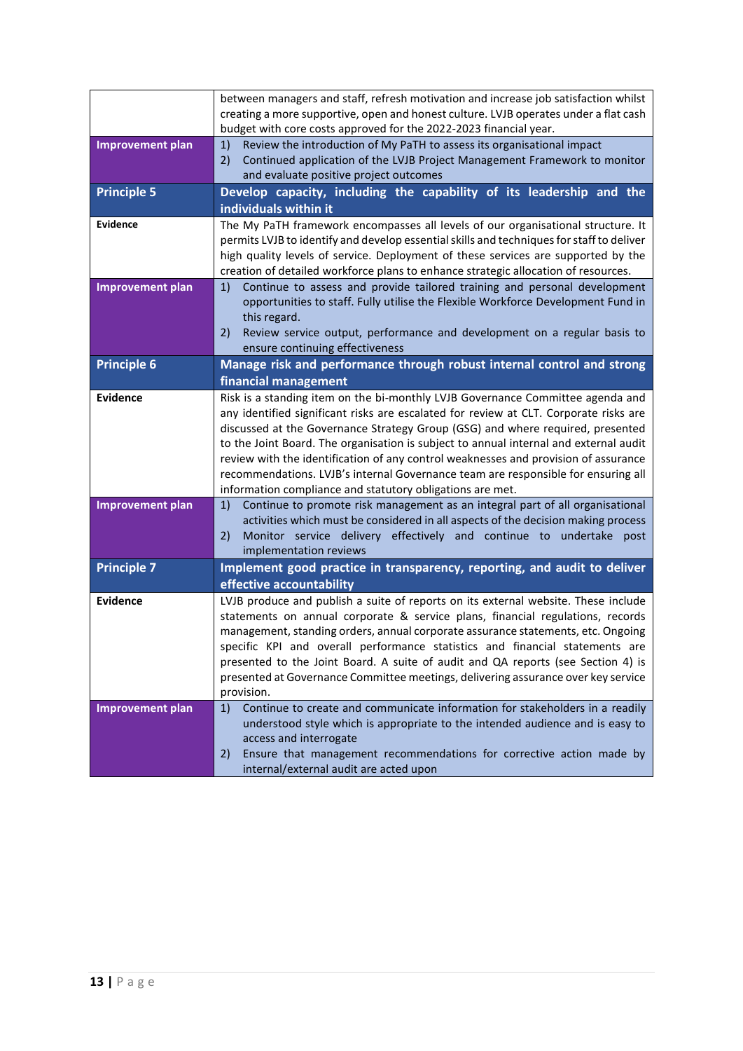| | |
|---|---|
| | between managers and staff, refresh motivation and increase job satisfaction whilst creating a more supportive, open and honest culture. LVJB operates under a flat cash budget with core costs approved for the 2022-2023 financial year. |
| **Improvement plan** | 1) Review the introduction of My PaTH to assess its organisational impact<br>2) Continued application of the LVJB Project Management Framework to monitor and evaluate positive project outcomes |
| **Principle 5** | **Develop capacity, including the capability of its leadership and the individuals within it** |
| **Evidence** | The My PaTH framework encompasses all levels of our organisational structure. It permits LVJB to identify and develop essential skills and techniques for staff to deliver high quality levels of service. Deployment of these services are supported by the creation of detailed workforce plans to enhance strategic allocation of resources. |
| **Improvement plan** | 1) Continue to assess and provide tailored training and personal development opportunities to staff. Fully utilise the Flexible Workforce Development Fund in this regard.<br>2) Review service output, performance and development on a regular basis to ensure continuing effectiveness |
| **Principle 6** | **Manage risk and performance through robust internal control and strong financial management** |
| **Evidence** | Risk is a standing item on the bi-monthly LVJB Governance Committee agenda and any identified significant risks are escalated for review at CLT. Corporate risks are discussed at the Governance Strategy Group (GSG) and where required, presented to the Joint Board. The organisation is subject to annual internal and external audit review with the identification of any control weaknesses and provision of assurance recommendations. LVJB's internal Governance team are responsible for ensuring all information compliance and statutory obligations are met. |
| **Improvement plan** | 1) Continue to promote risk management as an integral part of all organisational activities which must be considered in all aspects of the decision making process<br>2) Monitor service delivery effectively and continue to undertake post implementation reviews |
| **Principle 7** | **Implement good practice in transparency, reporting, and audit to deliver effective accountability** |
| **Evidence** | LVJB produce and publish a suite of reports on its external website. These include statements on annual corporate & service plans, financial regulations, records management, standing orders, annual corporate assurance statements, etc. Ongoing specific KPI and overall performance statistics and financial statements are presented to the Joint Board. A suite of audit and QA reports (see Section 4) is presented at Governance Committee meetings, delivering assurance over key service provision. |
| **Improvement plan** | 1) Continue to create and communicate information for stakeholders in a readily understood style which is appropriate to the intended audience and is easy to access and interrogate<br>2) Ensure that management recommendations for corrective action made by internal/external audit are acted upon |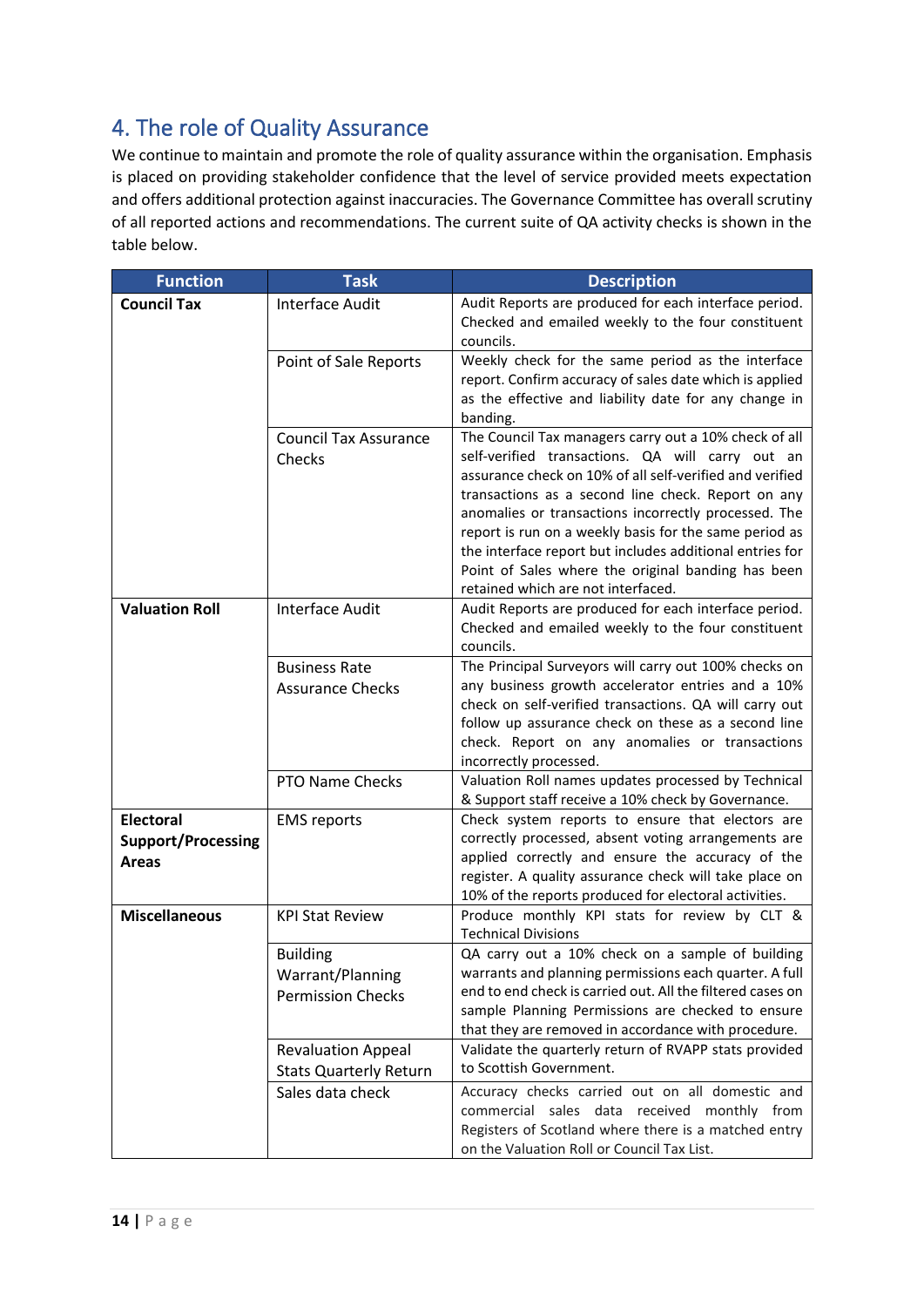## 4. The role of Quality Assurance

We continue to maintain and promote the role of quality assurance within the organisation. Emphasis is placed on providing stakeholder confidence that the level of service provided meets expectation and offers additional protection against inaccuracies. The Governance Committee has overall scrutiny of all reported actions and recommendations. The current suite of QA activity checks is shown in the table below.

| Function | Task | Description |
|---|---|---|
| **Council Tax** | Interface Audit | Audit Reports are produced for each interface period. Checked and emailed weekly to the four constituent councils. |
| | Point of Sale Reports | Weekly check for the same period as the interface report. Confirm accuracy of sales date which is applied as the effective and liability date for any change in banding. |
| | Council Tax Assurance Checks | The Council Tax managers carry out a 10% check of all self-verified transactions. QA will carry out an assurance check on 10% of all self-verified and verified transactions as a second line check. Report on any anomalies or transactions incorrectly processed. The report is run on a weekly basis for the same period as the interface report but includes additional entries for Point of Sales where the original banding has been retained which are not interfaced. |
| **Valuation Roll** | Interface Audit | Audit Reports are produced for each interface period. Checked and emailed weekly to the four constituent councils. |
| | Business Rate Assurance Checks | The Principal Surveyors will carry out 100% checks on any business growth accelerator entries and a 10% check on self-verified transactions. QA will carry out follow up assurance check on these as a second line check. Report on any anomalies or transactions incorrectly processed. |
| | PTO Name Checks | Valuation Roll names updates processed by Technical & Support staff receive a 10% check by Governance. |
| **Electoral Support/Processing Areas** | EMS reports | Check system reports to ensure that electors are correctly processed, absent voting arrangements are applied correctly and ensure the accuracy of the register. A quality assurance check will take place on 10% of the reports produced for electoral activities. |
| **Miscellaneous** | KPI Stat Review | Produce monthly KPI stats for review by CLT & Technical Divisions |
| | Building Warrant/Planning Permission Checks | QA carry out a 10% check on a sample of building warrants and planning permissions each quarter. A full end to end check is carried out. All the filtered cases on sample Planning Permissions are checked to ensure that they are removed in accordance with procedure. |
| | Revaluation Appeal Stats Quarterly Return | Validate the quarterly return of RVAPP stats provided to Scottish Government. |
| | Sales data check | Accuracy checks carried out on all domestic and commercial sales data received monthly from Registers of Scotland where there is a matched entry on the Valuation Roll or Council Tax List. |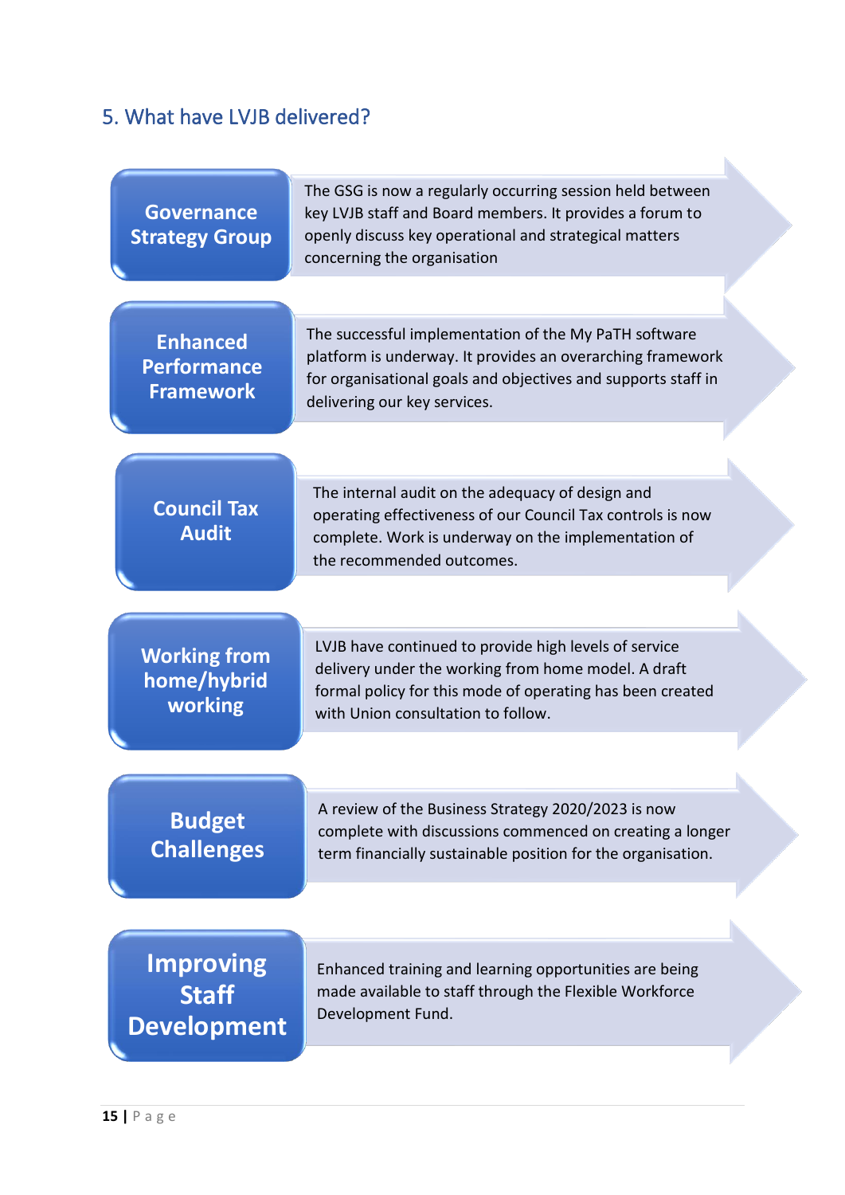## 5. What have LVJB delivered?

**Governance Strategy Group**

The GSG is now a regularly occurring session held between key LVJB staff and Board members. It provides a forum to openly discuss key operational and strategical matters concerning the organisation

**Enhanced Performance Framework**

The successful implementation of the My PaTH software platform is underway. It provides an overarching framework for organisational goals and objectives and supports staff in delivering our key services.

**Council Tax Audit**

The internal audit on the adequacy of design and operating effectiveness of our Council Tax controls is now complete. Work is underway on the implementation of the recommended outcomes.

**Working from home/hybrid working**

LVJB have continued to provide high levels of service delivery under the working from home model. A draft formal policy for this mode of operating has been created with Union consultation to follow.

**Budget Challenges**

A review of the Business Strategy 2020/2023 is now complete with discussions commenced on creating a longer term financially sustainable position for the organisation.

**Improving Staff Development**

Enhanced training and learning opportunities are being made available to staff through the Flexible Workforce Development Fund.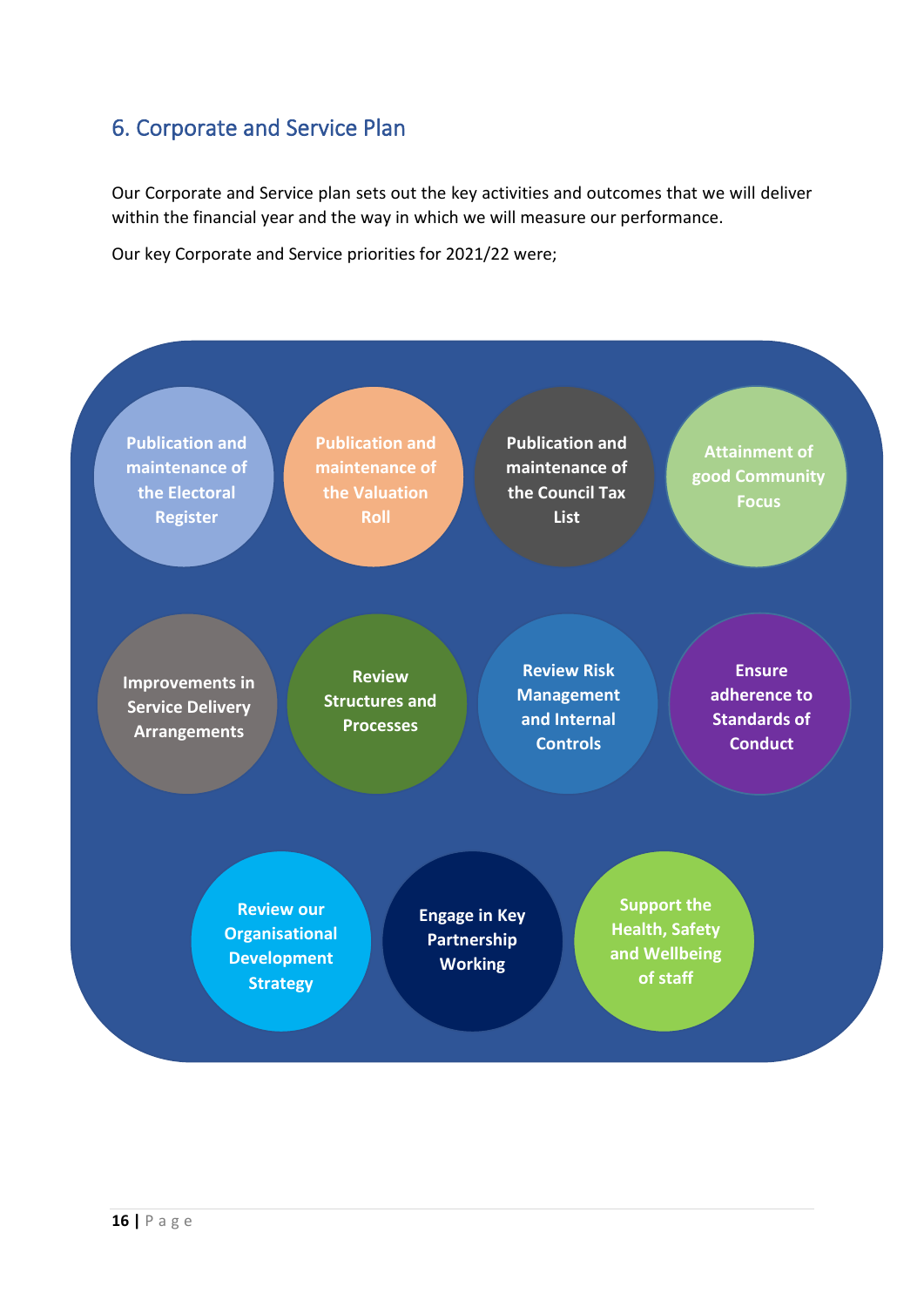## 6. Corporate and Service Plan

Our Corporate and Service plan sets out the key activities and outcomes that we will deliver within the financial year and the way in which we will measure our performance.

Our key Corporate and Service priorities for 2021/22 were;

- Publication and maintenance of the Electoral Register
- Publication and maintenance of the Valuation Roll
- Publication and maintenance of the Council Tax List
- Attainment of good Community Focus
- Improvements in Service Delivery Arrangements
- Review Structures and Processes
- Review Risk Management and Internal Controls
- Ensure adherence to Standards of Conduct
- Review our Organisational Development Strategy
- Engage in Key Partnership Working
- Support the Health, Safety and Wellbeing of staff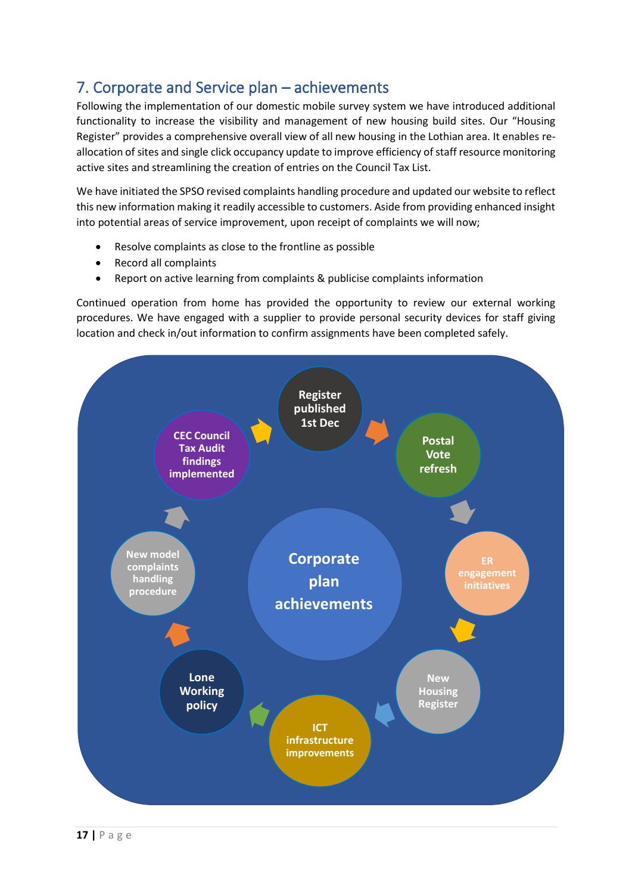## 7. Corporate and Service plan – achievements

Following the implementation of our domestic mobile survey system we have introduced additional functionality to increase the visibility and management of new housing build sites. Our "Housing Register" provides a comprehensive overall view of all new housing in the Lothian area. It enables re-allocation of sites and single click occupancy update to improve efficiency of staff resource monitoring active sites and streamlining the creation of entries on the Council Tax List.

We have initiated the SPSO revised complaints handling procedure and updated our website to reflect this new information making it readily accessible to customers. Aside from providing enhanced insight into potential areas of service improvement, upon receipt of complaints we will now;

- Resolve complaints as close to the frontline as possible
- Record all complaints
- Report on active learning from complaints & publicise complaints information

Continued operation from home has provided the opportunity to review our external working procedures. We have engaged with a supplier to provide personal security devices for staff giving location and check in/out information to confirm assignments have been completed safely.

**Corporate plan achievements**

- Register published 1st Dec
- Postal Vote refresh
- ER engagement initiatives
- New Housing Register
- ICT infrastructure improvements
- Lone Working policy
- New model complaints handling procedure
- CEC Council Tax Audit findings implemented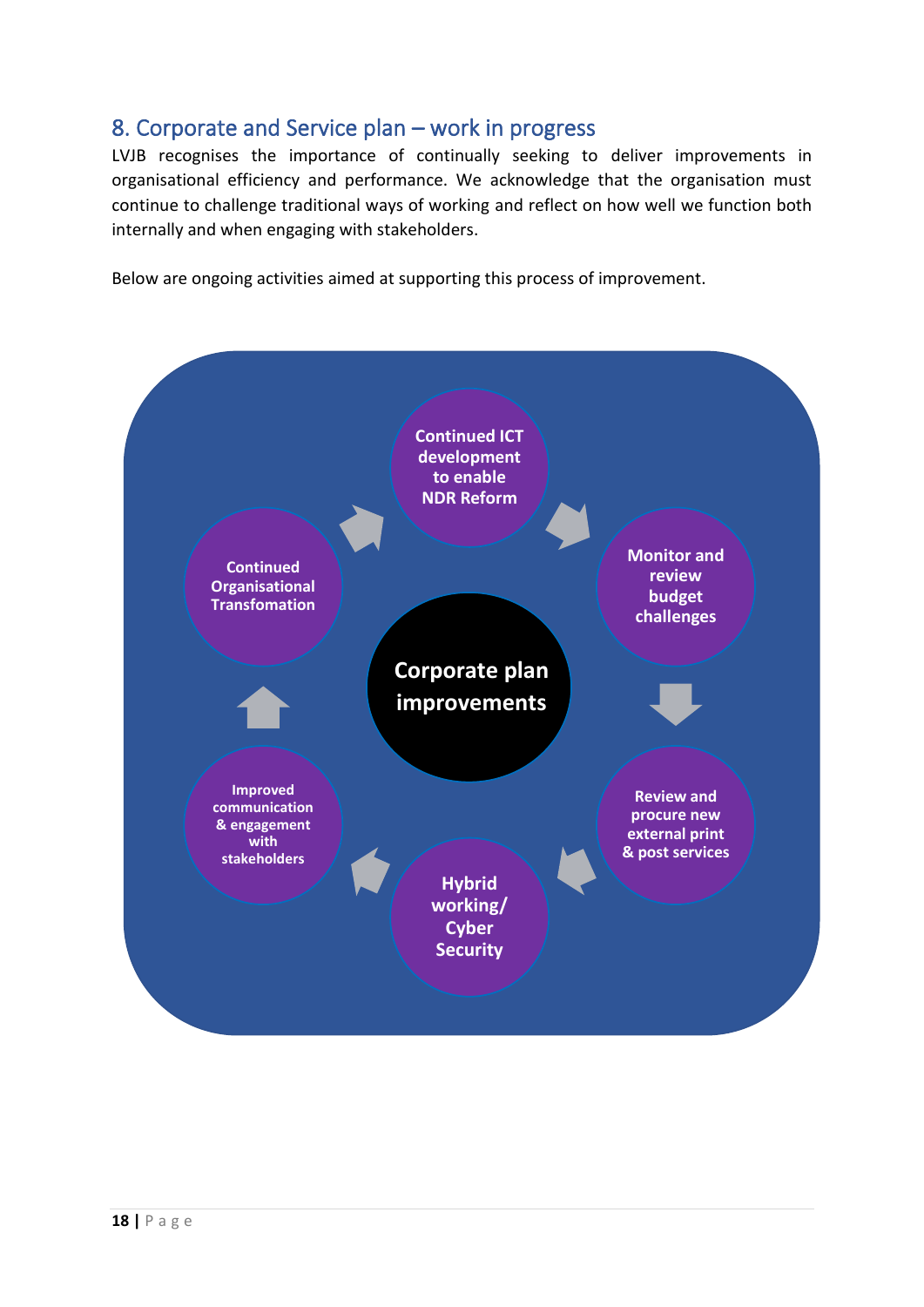## 8. Corporate and Service plan – work in progress

LVJB recognises the importance of continually seeking to deliver improvements in organisational efficiency and performance. We acknowledge that the organisation must continue to challenge traditional ways of working and reflect on how well we function both internally and when engaging with stakeholders.

Below are ongoing activities aimed at supporting this process of improvement.

**Corporate plan improvements**

- Continued ICT development to enable NDR Reform
- Monitor and review budget challenges
- Review and procure new external print & post services
- Hybrid working/ Cyber Security
- Improved communication & engagement with stakeholders
- Continued Organisational Transfomation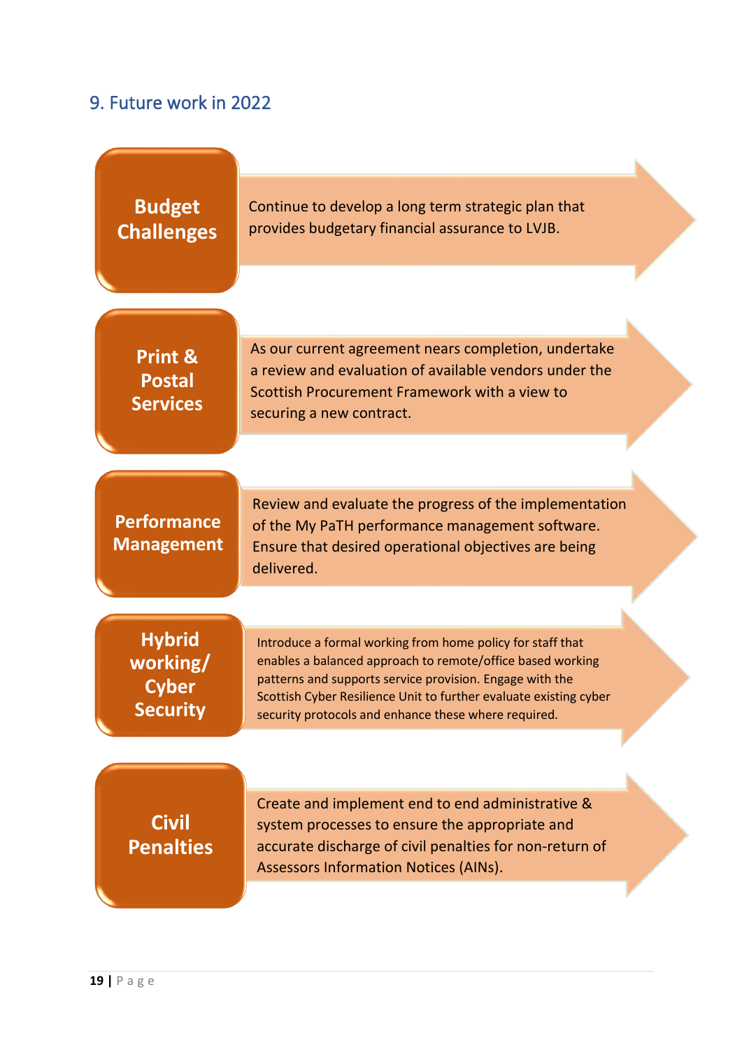## 9. Future work in 2022

**Budget Challenges**

Continue to develop a long term strategic plan that provides budgetary financial assurance to LVJB.

**Print & Postal Services**

As our current agreement nears completion, undertake a review and evaluation of available vendors under the Scottish Procurement Framework with a view to securing a new contract.

**Performance Management**

Review and evaluate the progress of the implementation of the My PaTH performance management software. Ensure that desired operational objectives are being delivered.

**Hybrid working/ Cyber Security**

Introduce a formal working from home policy for staff that enables a balanced approach to remote/office based working patterns and supports service provision. Engage with the Scottish Cyber Resilience Unit to further evaluate existing cyber security protocols and enhance these where required.

**Civil Penalties**

Create and implement end to end administrative & system processes to ensure the appropriate and accurate discharge of civil penalties for non-return of Assessors Information Notices (AINs).